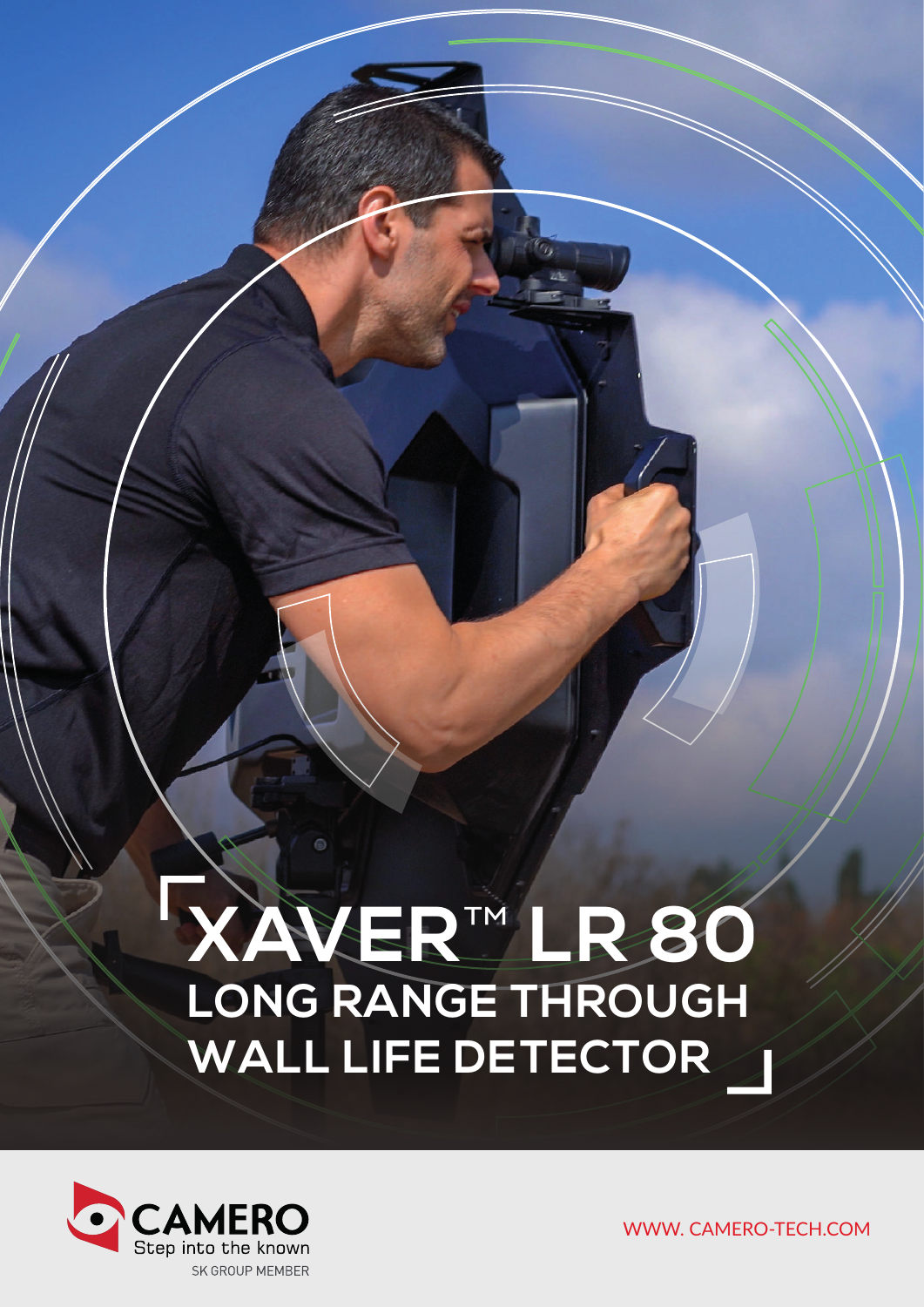# XAVER™ LR 80

## LONG RANGE THROUGH WALL LIFE DETECTOR

CAMERO

Step into the known

SK GROUP MEMBER

WWW. CAMERO-TECH.COM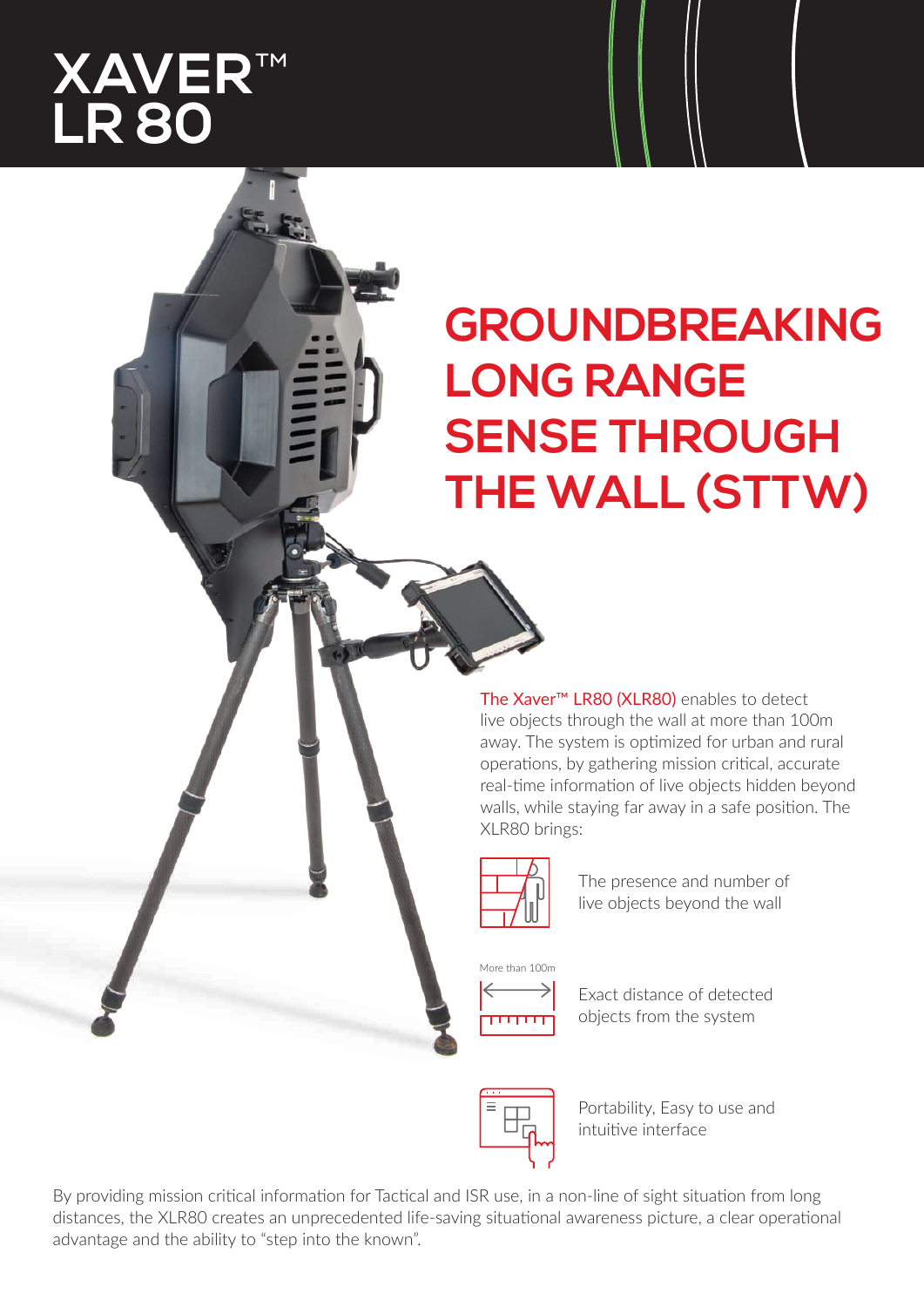# XAVER™ LR 80

## GROUNDBREAKING LONG RANGE SENSE THROUGH THE WALL (STTW)

The Xaver™ LR80 (XLR80) enables to detect live objects through the wall at more than 100m away. The system is optimized for urban and rural operations, by gathering mission critical, accurate real-time information of live objects hidden beyond walls, while staying far away in a safe position. The XLR80 brings:

- The presence and number of live objects beyond the wall
- More than 100m — Exact distance of detected objects from the system
- Portability, Easy to use and intuitive interface

By providing mission critical information for Tactical and ISR use, in a non-line of sight situation from long distances, the XLR80 creates an unprecedented life-saving situational awareness picture, a clear operational advantage and the ability to "step into the known".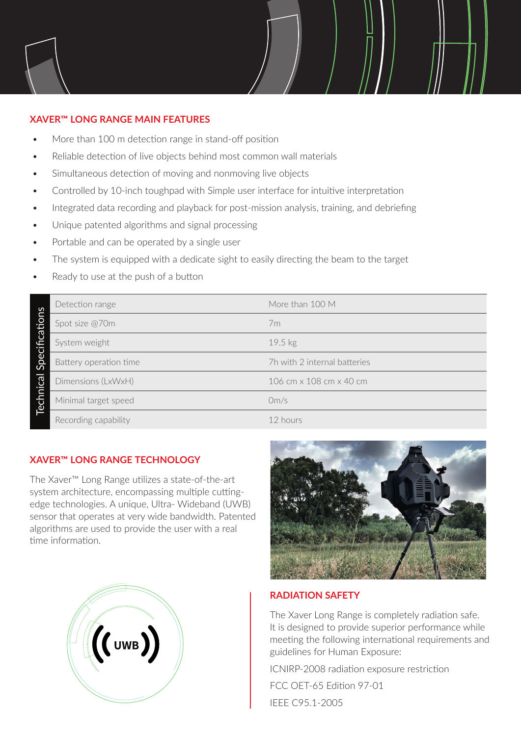## XAVER™ LONG RANGE MAIN FEATURES

- More than 100 m detection range in stand-off position
- Reliable detection of live objects behind most common wall materials
- Simultaneous detection of moving and nonmoving live objects
- Controlled by 10-inch toughpad with Simple user interface for intuitive interpretation
- Integrated data recording and playback for post-mission analysis, training, and debriefing
- Unique patented algorithms and signal processing
- Portable and can be operated by a single user
- The system is equipped with a dedicate sight to easily directing the beam to the target
- Ready to use at the push of a button

**Technical Specifications**

| Specification | Value |
|---|---|
| Detection range | More than 100 M |
| Spot size @70m | 7m |
| System weight | 19.5 kg |
| Battery operation time | 7h with 2 internal batteries |
| Dimensions (LxWxH) | 106 cm x 108 cm x 40 cm |
| Minimal target speed | 0m/s |
| Recording capability | 12 hours |

## XAVER™ LONG RANGE TECHNOLOGY

The Xaver™ Long Range utilizes a state-of-the-art system architecture, encompassing multiple cutting-edge technologies. A unique, Ultra- Wideband (UWB) sensor that operates at very wide bandwidth. Patented algorithms are used to provide the user with a real time information.

## RADIATION SAFETY

The Xaver Long Range is completely radiation safe. It is designed to provide superior performance while meeting the following international requirements and guidelines for Human Exposure:

ICNIRP-2008 radiation exposure restriction

FCC OET-65 Edition 97-01

IEEE C95.1-2005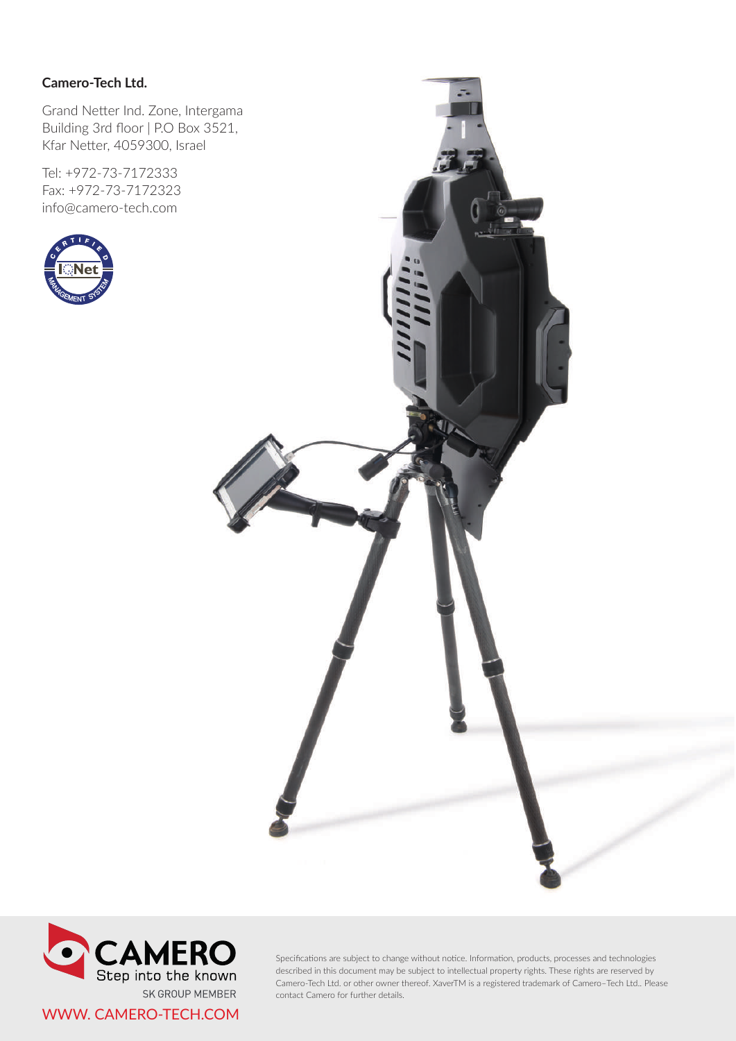**Camero-Tech Ltd.**

Grand Netter Ind. Zone, Intergama Building 3rd floor | P.O Box 3521, Kfar Netter, 4059300, Israel

Tel: +972-73-7172333
Fax: +972-73-7172323
info@camero-tech.com

CAMERO
Step into the known
SK GROUP MEMBER

WWW. CAMERO-TECH.COM

Specifications are subject to change without notice. Information, products, processes and technologies described in this document may be subject to intellectual property rights. These rights are reserved by Camero-Tech Ltd. or other owner thereof. XaverTM is a registered trademark of Camero–Tech Ltd.. Please contact Camero for further details.